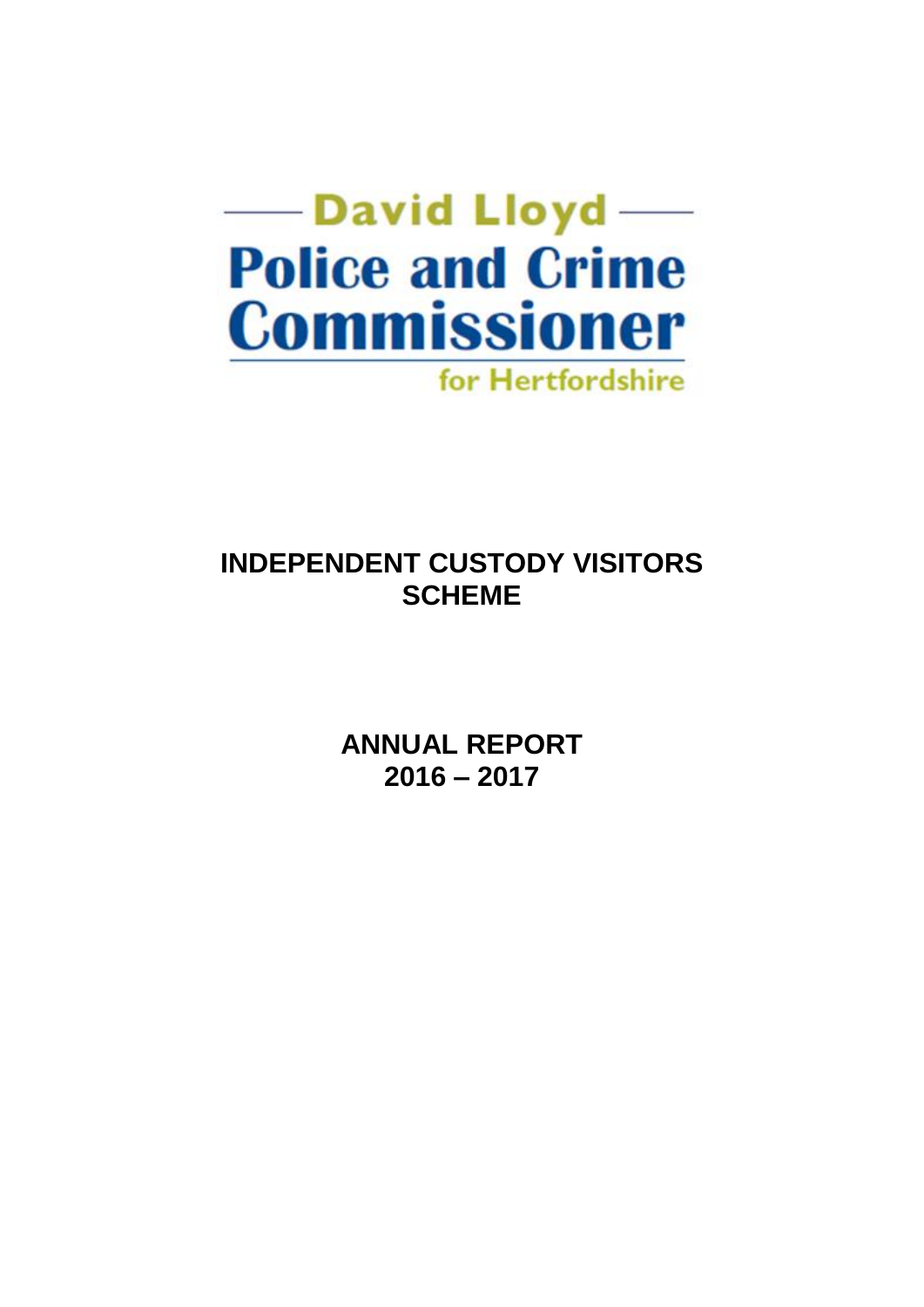David Lloyd

**Police and Crime Commissioner**

for Hertfordshire

# INDEPENDENT CUSTODY VISITORS SCHEME

## ANNUAL REPORT 2016 – 2017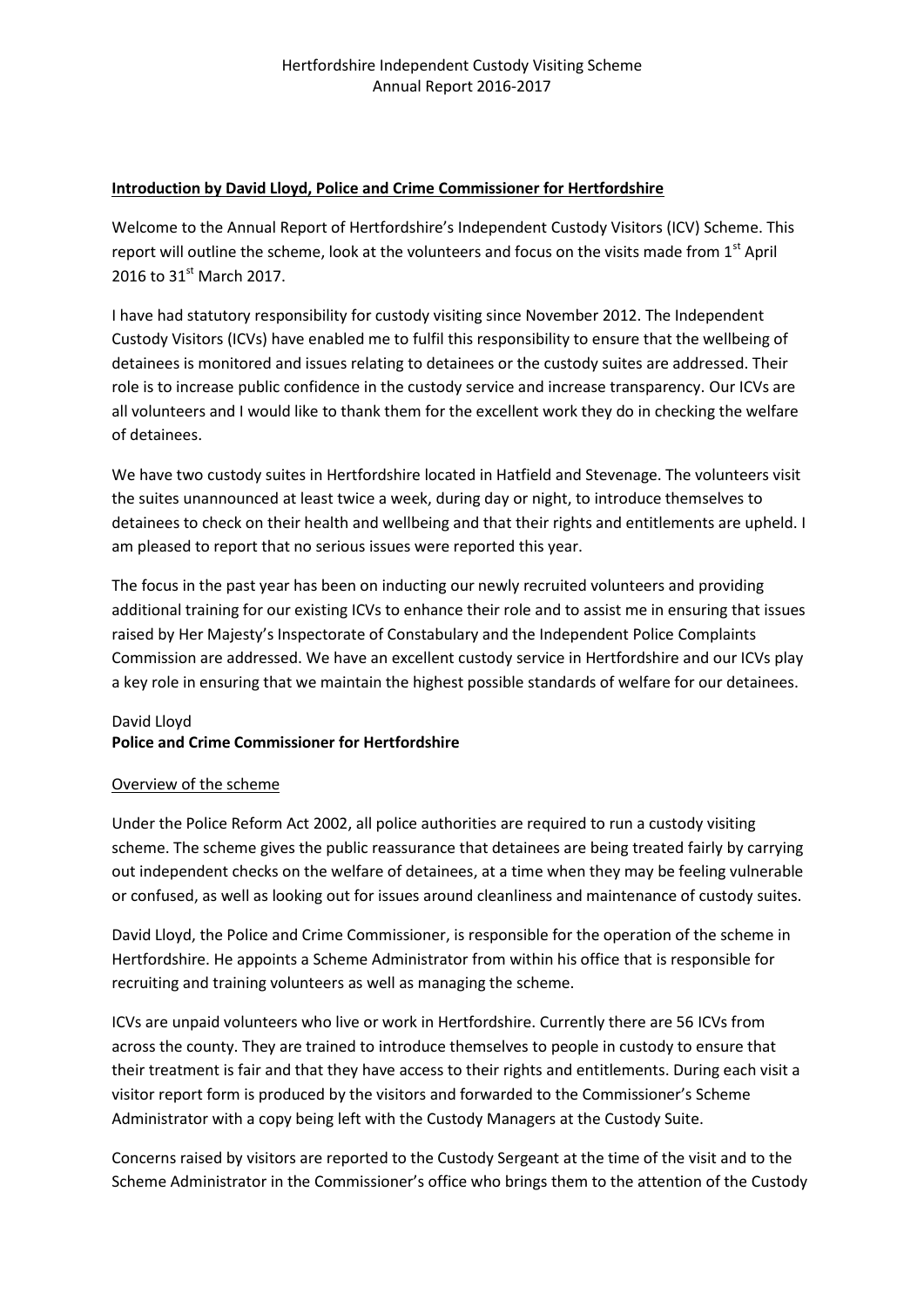Hertfordshire Independent Custody Visiting Scheme
Annual Report 2016-2017

## Introduction by David Lloyd, Police and Crime Commissioner for Hertfordshire

Welcome to the Annual Report of Hertfordshire's Independent Custody Visitors (ICV) Scheme. This report will outline the scheme, look at the volunteers and focus on the visits made from 1st April 2016 to 31st March 2017.

I have had statutory responsibility for custody visiting since November 2012. The Independent Custody Visitors (ICVs) have enabled me to fulfil this responsibility to ensure that the wellbeing of detainees is monitored and issues relating to detainees or the custody suites are addressed. Their role is to increase public confidence in the custody service and increase transparency. Our ICVs are all volunteers and I would like to thank them for the excellent work they do in checking the welfare of detainees.

We have two custody suites in Hertfordshire located in Hatfield and Stevenage. The volunteers visit the suites unannounced at least twice a week, during day or night, to introduce themselves to detainees to check on their health and wellbeing and that their rights and entitlements are upheld. I am pleased to report that no serious issues were reported this year.

The focus in the past year has been on inducting our newly recruited volunteers and providing additional training for our existing ICVs to enhance their role and to assist me in ensuring that issues raised by Her Majesty's Inspectorate of Constabulary and the Independent Police Complaints Commission are addressed. We have an excellent custody service in Hertfordshire and our ICVs play a key role in ensuring that we maintain the highest possible standards of welfare for our detainees.

David Lloyd
**Police and Crime Commissioner for Hertfordshire**

## Overview of the scheme

Under the Police Reform Act 2002, all police authorities are required to run a custody visiting scheme. The scheme gives the public reassurance that detainees are being treated fairly by carrying out independent checks on the welfare of detainees, at a time when they may be feeling vulnerable or confused, as well as looking out for issues around cleanliness and maintenance of custody suites.

David Lloyd, the Police and Crime Commissioner, is responsible for the operation of the scheme in Hertfordshire. He appoints a Scheme Administrator from within his office that is responsible for recruiting and training volunteers as well as managing the scheme.

ICVs are unpaid volunteers who live or work in Hertfordshire. Currently there are 56 ICVs from across the county. They are trained to introduce themselves to people in custody to ensure that their treatment is fair and that they have access to their rights and entitlements. During each visit a visitor report form is produced by the visitors and forwarded to the Commissioner's Scheme Administrator with a copy being left with the Custody Managers at the Custody Suite.

Concerns raised by visitors are reported to the Custody Sergeant at the time of the visit and to the Scheme Administrator in the Commissioner's office who brings them to the attention of the Custody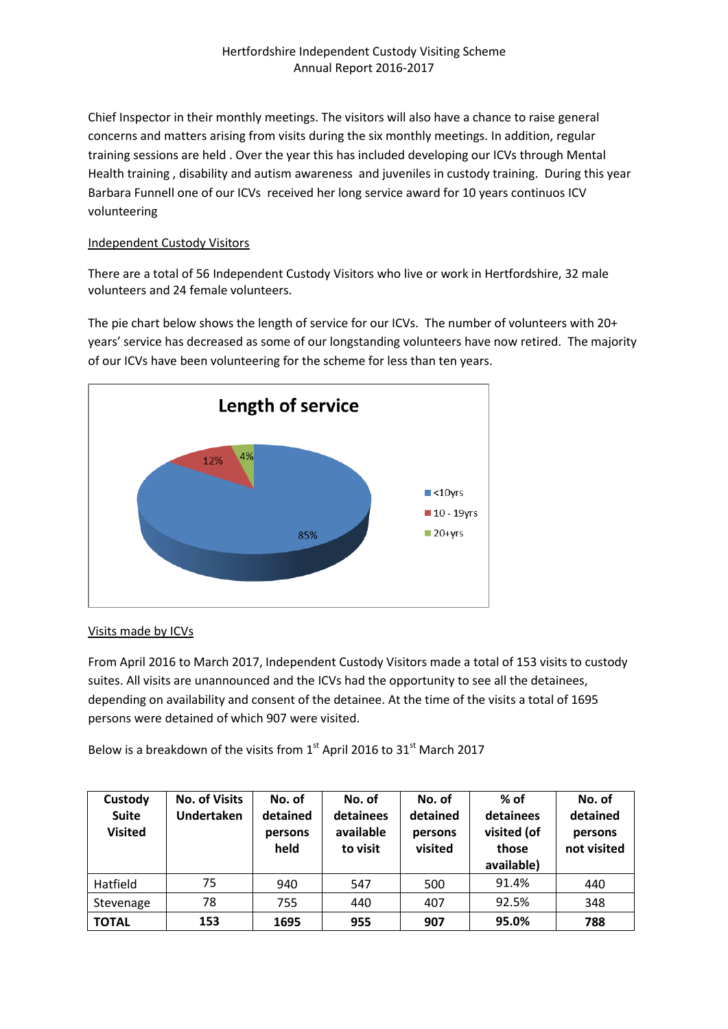Chief Inspector in their monthly meetings. The visitors will also have a chance to raise general concerns and matters arising from visits during the six monthly meetings. In addition, regular training sessions are held . Over the year this has included developing our ICVs through Mental Health training , disability and autism awareness and juveniles in custody training. During this year Barbara Funnell one of our ICVs received her long service award for 10 years continuos ICV volunteering

## Independent Custody Visitors

There are a total of 56 Independent Custody Visitors who live or work in Hertfordshire, 32 male volunteers and 24 female volunteers.

The pie chart below shows the length of service for our ICVs. The number of volunteers with 20+ years' service has decreased as some of our longstanding volunteers have now retired. The majority of our ICVs have been volunteering for the scheme for less than ten years.

**Length of service**

| Length of service | % |
|---|---|
| <10yrs | 85% |
| 10 - 19yrs | 12% |
| 20+yrs | 4% |

## Visits made by ICVs

From April 2016 to March 2017, Independent Custody Visitors made a total of 153 visits to custody suites. All visits are unannounced and the ICVs had the opportunity to see all the detainees, depending on availability and consent of the detainee. At the time of the visits a total of 1695 persons were detained of which 907 were visited.

Below is a breakdown of the visits from 1st April 2016 to 31st March 2017

| Custody Suite Visited | No. of Visits Undertaken | No. of detained persons held | No. of detainees available to visit | No. of detained persons visited | % of detainees visited (of those available) | No. of detained persons not visited |
|---|---|---|---|---|---|---|
| Hatfield | 75 | 940 | 547 | 500 | 91.4% | 440 |
| Stevenage | 78 | 755 | 440 | 407 | 92.5% | 348 |
| **TOTAL** | **153** | **1695** | **955** | **907** | **95.0%** | **788** |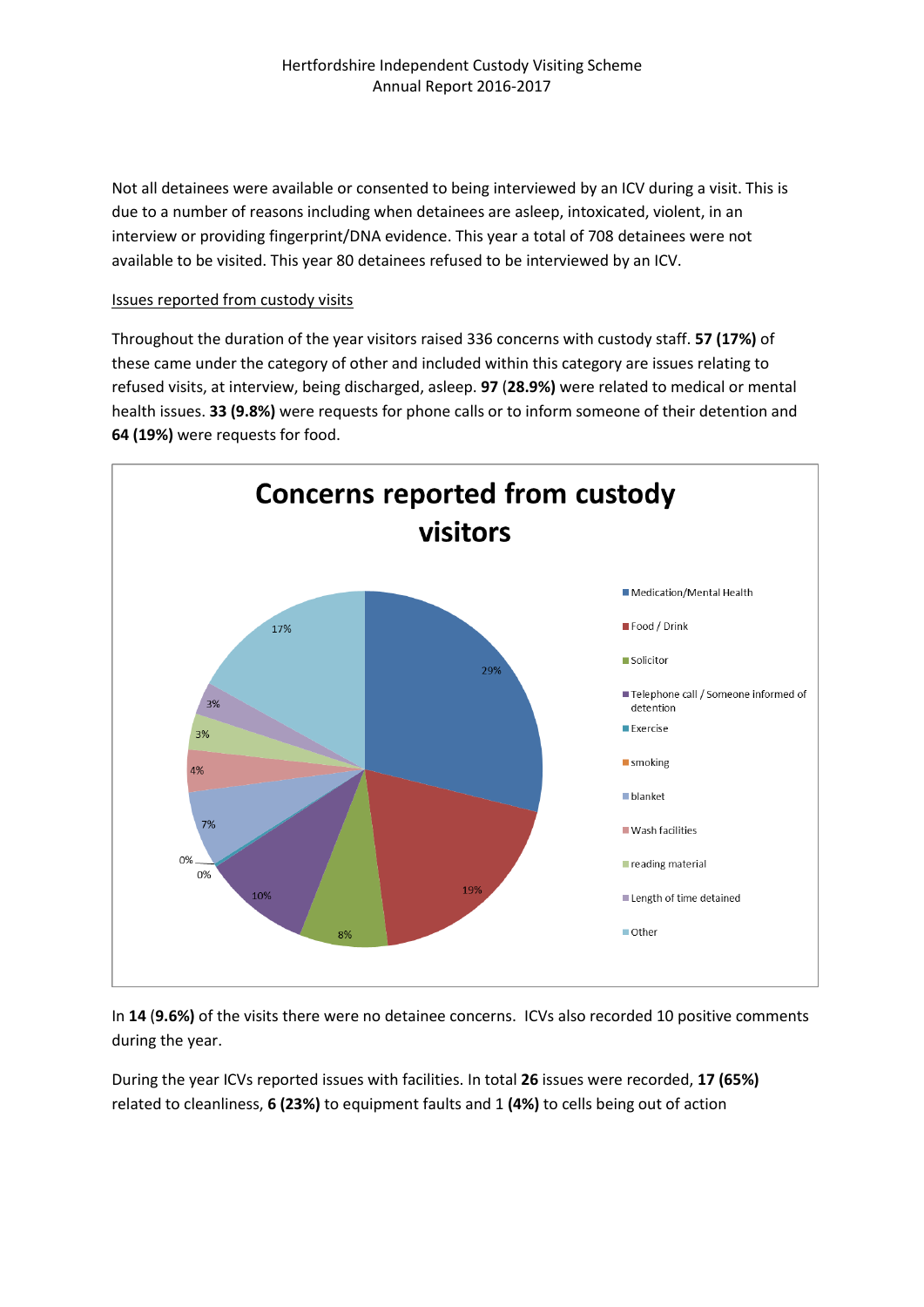Not all detainees were available or consented to being interviewed by an ICV during a visit. This is due to a number of reasons including when detainees are asleep, intoxicated, violent, in an interview or providing fingerprint/DNA evidence. This year a total of 708 detainees were not available to be visited. This year 80 detainees refused to be interviewed by an ICV.

Issues reported from custody visits

Throughout the duration of the year visitors raised 336 concerns with custody staff. **57 (17%)** of these came under the category of other and included within this category are issues relating to refused visits, at interview, being discharged, asleep. **97** (**28.9%)** were related to medical or mental health issues. **33 (9.8%)** were requests for phone calls or to inform someone of their detention and **64 (19%)** were requests for food.

**Concerns reported from custody visitors**

| Category | Percentage |
|---|---|
| Medication/Mental Health | 29% |
| Food / Drink | 19% |
| Solicitor | 8% |
| Telephone call / Someone informed of detention | 10% |
| Exercise | 0% |
| smoking | 0% |
| blanket | 7% |
| Wash facilities | 4% |
| reading material | 3% |
| Length of time detained | 3% |
| Other | 17% |

In **14** (**9.6%)** of the visits there were no detainee concerns. ICVs also recorded 10 positive comments during the year.

During the year ICVs reported issues with facilities. In total **26** issues were recorded, **17 (65%)** related to cleanliness, **6 (23%)** to equipment faults and 1 **(4%)** to cells being out of action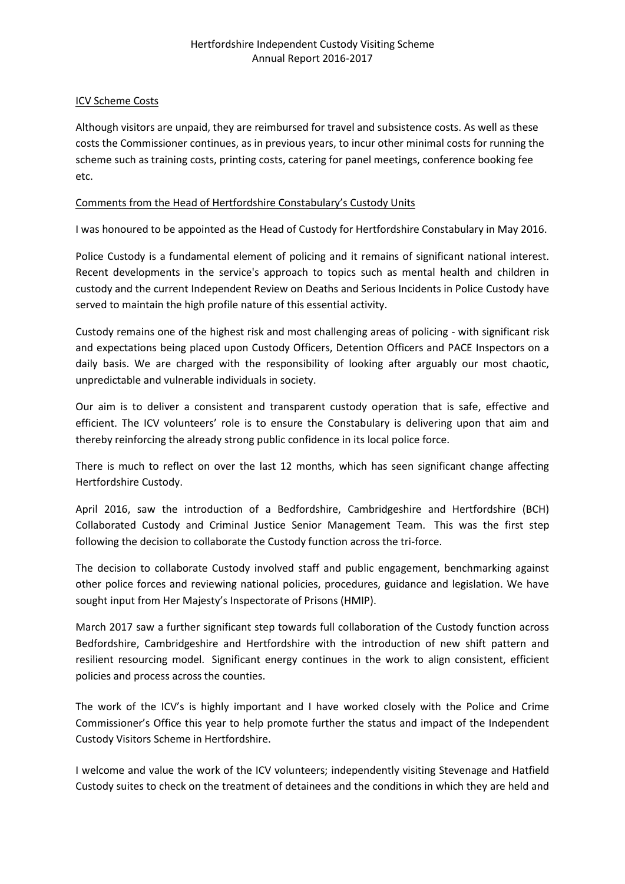## ICV Scheme Costs

Although visitors are unpaid, they are reimbursed for travel and subsistence costs. As well as these costs the Commissioner continues, as in previous years, to incur other minimal costs for running the scheme such as training costs, printing costs, catering for panel meetings, conference booking fee etc.

## Comments from the Head of Hertfordshire Constabulary's Custody Units

I was honoured to be appointed as the Head of Custody for Hertfordshire Constabulary in May 2016.

Police Custody is a fundamental element of policing and it remains of significant national interest. Recent developments in the service's approach to topics such as mental health and children in custody and the current Independent Review on Deaths and Serious Incidents in Police Custody have served to maintain the high profile nature of this essential activity.

Custody remains one of the highest risk and most challenging areas of policing - with significant risk and expectations being placed upon Custody Officers, Detention Officers and PACE Inspectors on a daily basis. We are charged with the responsibility of looking after arguably our most chaotic, unpredictable and vulnerable individuals in society.

Our aim is to deliver a consistent and transparent custody operation that is safe, effective and efficient. The ICV volunteers' role is to ensure the Constabulary is delivering upon that aim and thereby reinforcing the already strong public confidence in its local police force.

There is much to reflect on over the last 12 months, which has seen significant change affecting Hertfordshire Custody.

April 2016, saw the introduction of a Bedfordshire, Cambridgeshire and Hertfordshire (BCH) Collaborated Custody and Criminal Justice Senior Management Team. This was the first step following the decision to collaborate the Custody function across the tri-force.

The decision to collaborate Custody involved staff and public engagement, benchmarking against other police forces and reviewing national policies, procedures, guidance and legislation. We have sought input from Her Majesty's Inspectorate of Prisons (HMIP).

March 2017 saw a further significant step towards full collaboration of the Custody function across Bedfordshire, Cambridgeshire and Hertfordshire with the introduction of new shift pattern and resilient resourcing model. Significant energy continues in the work to align consistent, efficient policies and process across the counties.

The work of the ICV's is highly important and I have worked closely with the Police and Crime Commissioner's Office this year to help promote further the status and impact of the Independent Custody Visitors Scheme in Hertfordshire.

I welcome and value the work of the ICV volunteers; independently visiting Stevenage and Hatfield Custody suites to check on the treatment of detainees and the conditions in which they are held and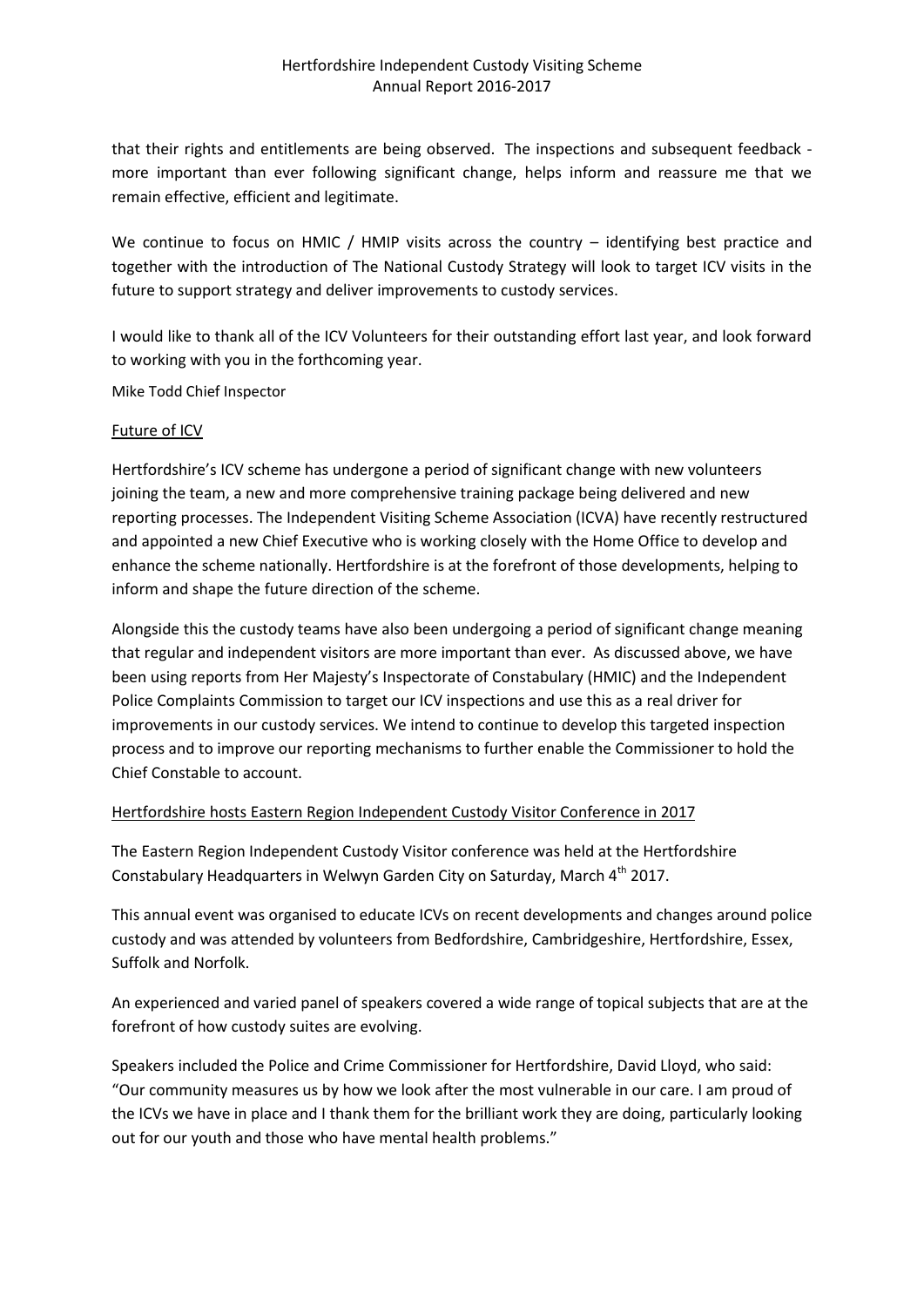that their rights and entitlements are being observed. The inspections and subsequent feedback - more important than ever following significant change, helps inform and reassure me that we remain effective, efficient and legitimate.

We continue to focus on HMIC / HMIP visits across the country – identifying best practice and together with the introduction of The National Custody Strategy will look to target ICV visits in the future to support strategy and deliver improvements to custody services.

I would like to thank all of the ICV Volunteers for their outstanding effort last year, and look forward to working with you in the forthcoming year.

Mike Todd Chief Inspector

## Future of ICV

Hertfordshire's ICV scheme has undergone a period of significant change with new volunteers joining the team, a new and more comprehensive training package being delivered and new reporting processes. The Independent Visiting Scheme Association (ICVA) have recently restructured and appointed a new Chief Executive who is working closely with the Home Office to develop and enhance the scheme nationally. Hertfordshire is at the forefront of those developments, helping to inform and shape the future direction of the scheme.

Alongside this the custody teams have also been undergoing a period of significant change meaning that regular and independent visitors are more important than ever. As discussed above, we have been using reports from Her Majesty's Inspectorate of Constabulary (HMIC) and the Independent Police Complaints Commission to target our ICV inspections and use this as a real driver for improvements in our custody services. We intend to continue to develop this targeted inspection process and to improve our reporting mechanisms to further enable the Commissioner to hold the Chief Constable to account.

## Hertfordshire hosts Eastern Region Independent Custody Visitor Conference in 2017

The Eastern Region Independent Custody Visitor conference was held at the Hertfordshire Constabulary Headquarters in Welwyn Garden City on Saturday, March 4th 2017.

This annual event was organised to educate ICVs on recent developments and changes around police custody and was attended by volunteers from Bedfordshire, Cambridgeshire, Hertfordshire, Essex, Suffolk and Norfolk.

An experienced and varied panel of speakers covered a wide range of topical subjects that are at the forefront of how custody suites are evolving.

Speakers included the Police and Crime Commissioner for Hertfordshire, David Lloyd, who said: "Our community measures us by how we look after the most vulnerable in our care. I am proud of the ICVs we have in place and I thank them for the brilliant work they are doing, particularly looking out for our youth and those who have mental health problems."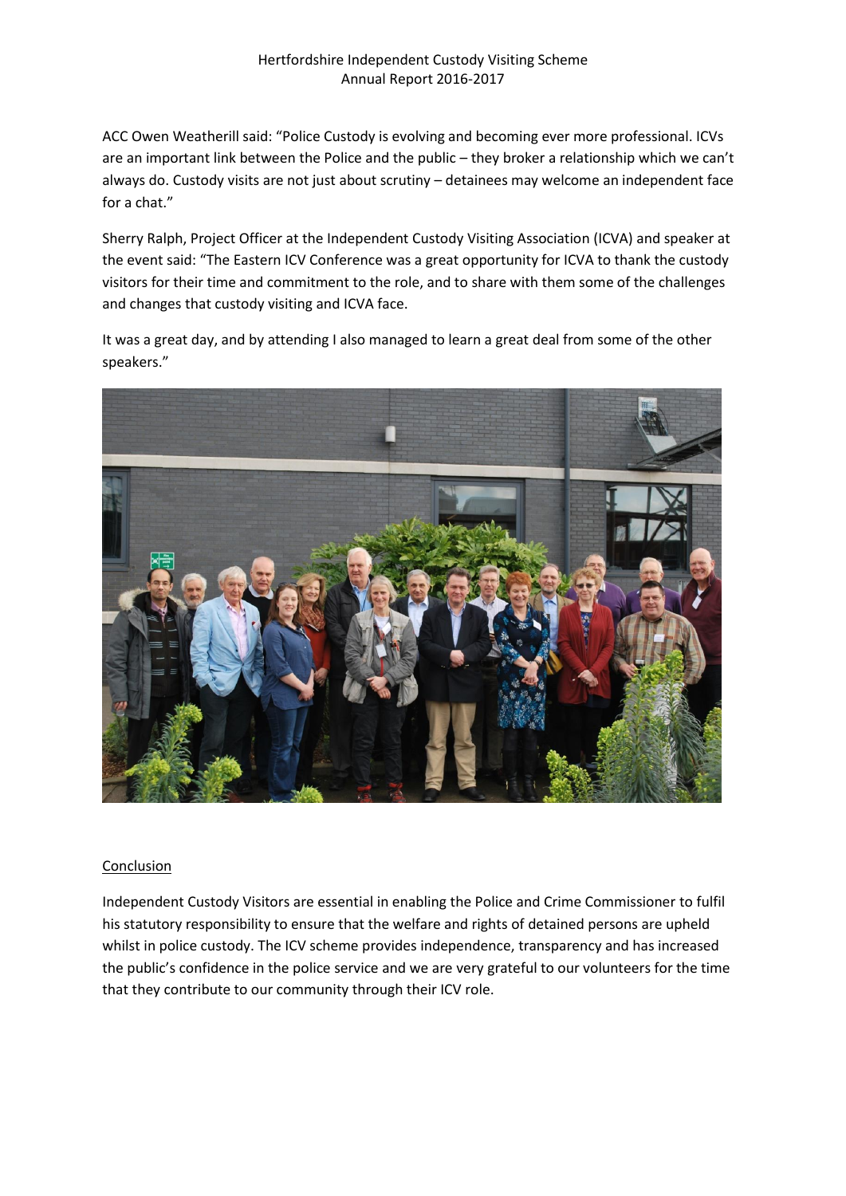ACC Owen Weatherill said: "Police Custody is evolving and becoming ever more professional. ICVs are an important link between the Police and the public – they broker a relationship which we can't always do. Custody visits are not just about scrutiny – detainees may welcome an independent face for a chat."

Sherry Ralph, Project Officer at the Independent Custody Visiting Association (ICVA) and speaker at the event said: "The Eastern ICV Conference was a great opportunity for ICVA to thank the custody visitors for their time and commitment to the role, and to share with them some of the challenges and changes that custody visiting and ICVA face.

It was a great day, and by attending I also managed to learn a great deal from some of the other speakers."

## Conclusion

Independent Custody Visitors are essential in enabling the Police and Crime Commissioner to fulfil his statutory responsibility to ensure that the welfare and rights of detained persons are upheld whilst in police custody. The ICV scheme provides independence, transparency and has increased the public's confidence in the police service and we are very grateful to our volunteers for the time that they contribute to our community through their ICV role.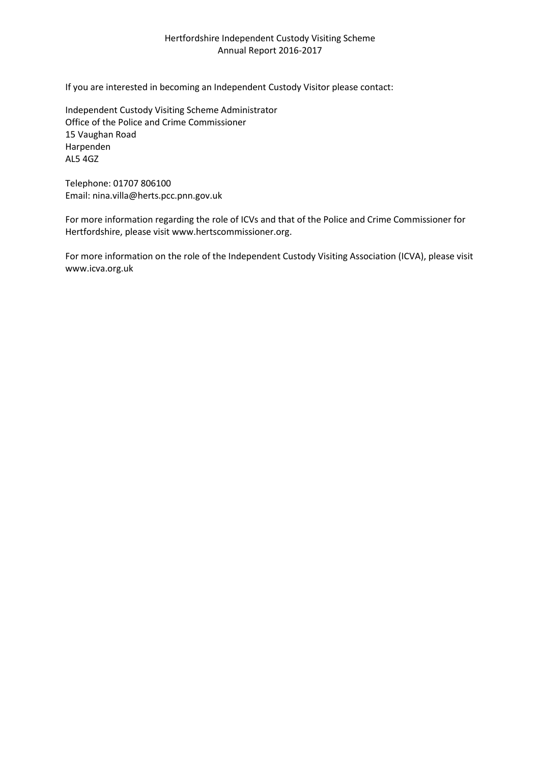If you are interested in becoming an Independent Custody Visitor please contact:

Independent Custody Visiting Scheme Administrator
Office of the Police and Crime Commissioner
15 Vaughan Road
Harpenden
AL5 4GZ

Telephone: 01707 806100
Email: nina.villa@herts.pcc.pnn.gov.uk

For more information regarding the role of ICVs and that of the Police and Crime Commissioner for Hertfordshire, please visit www.hertscommissioner.org.

For more information on the role of the Independent Custody Visiting Association (ICVA), please visit www.icva.org.uk